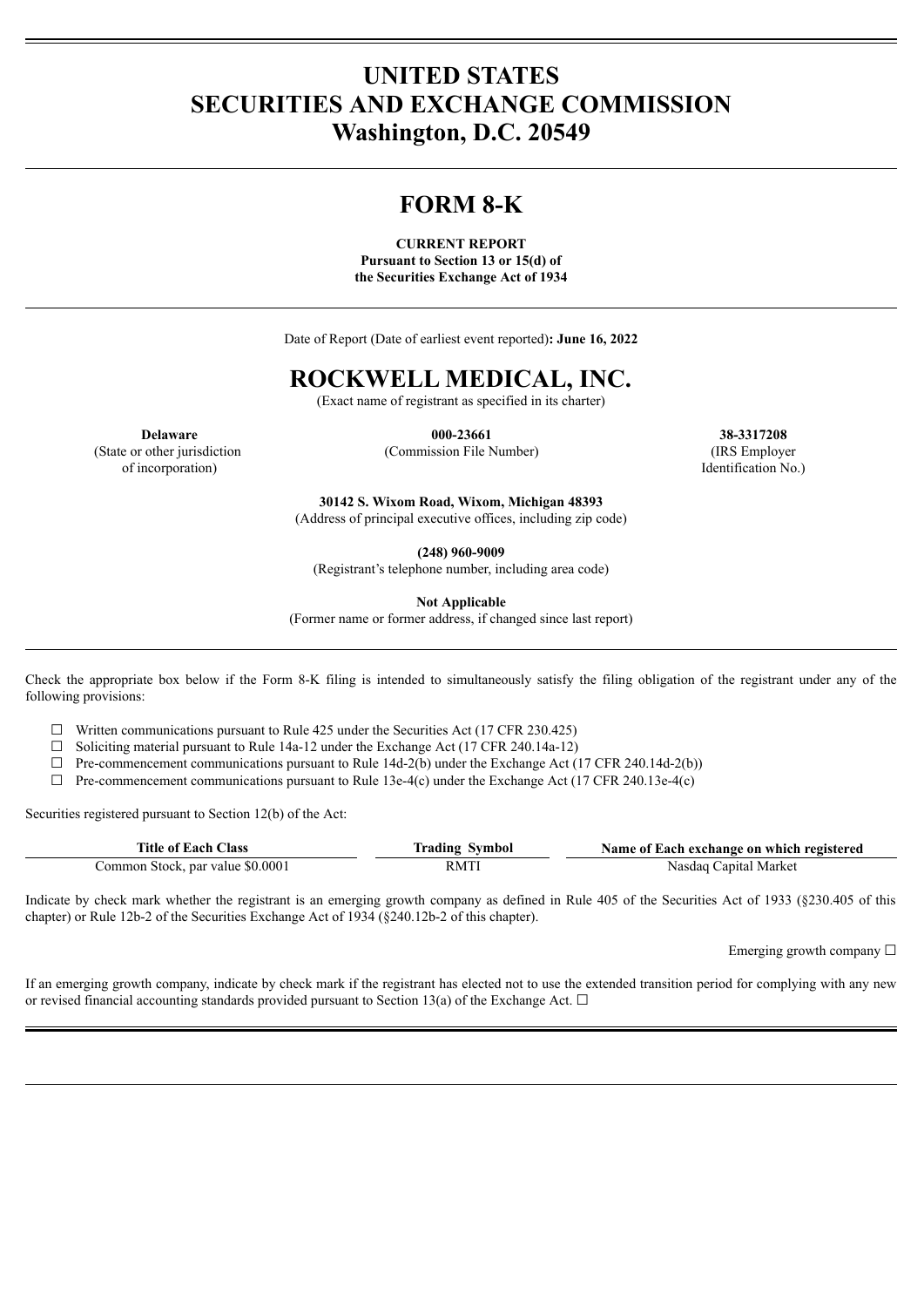# UNITED STATES SECURITIES AND EXCHANGE COMMISSION Washington, D.C. 20549

# FORM 8-K

**CURRENT REPORT**
**Pursuant to Section 13 or 15(d) of the Securities Exchange Act of 1934**

Date of Report (Date of earliest event reported)**: June 16, 2022**

# ROCKWELL MEDICAL, INC.

(Exact name of registrant as specified in its charter)

| **Delaware** | **000-23661** | **38-3317208** |
|---|---|---|
| (State or other jurisdiction of incorporation) | (Commission File Number) | (IRS Employer Identification No.) |

**30142 S. Wixom Road, Wixom, Michigan 48393**
(Address of principal executive offices, including zip code)

**(248) 960-9009**
(Registrant's telephone number, including area code)

**Not Applicable**
(Former name or former address, if changed since last report)

Check the appropriate box below if the Form 8-K filing is intended to simultaneously satisfy the filing obligation of the registrant under any of the following provisions:

☐ Written communications pursuant to Rule 425 under the Securities Act (17 CFR 230.425)
☐ Soliciting material pursuant to Rule 14a-12 under the Exchange Act (17 CFR 240.14a-12)
☐ Pre-commencement communications pursuant to Rule 14d-2(b) under the Exchange Act (17 CFR 240.14d-2(b))
☐ Pre-commencement communications pursuant to Rule 13e-4(c) under the Exchange Act (17 CFR 240.13e-4(c)

Securities registered pursuant to Section 12(b) of the Act:

| Title of Each Class | Trading Symbol | Name of Each exchange on which registered |
|---|---|---|
| Common Stock, par value $0.0001 | RMTI | Nasdaq Capital Market |

Indicate by check mark whether the registrant is an emerging growth company as defined in Rule 405 of the Securities Act of 1933 (§230.405 of this chapter) or Rule 12b-2 of the Securities Exchange Act of 1934 (§240.12b-2 of this chapter).

Emerging growth company ☐

If an emerging growth company, indicate by check mark if the registrant has elected not to use the extended transition period for complying with any new or revised financial accounting standards provided pursuant to Section 13(a) of the Exchange Act. ☐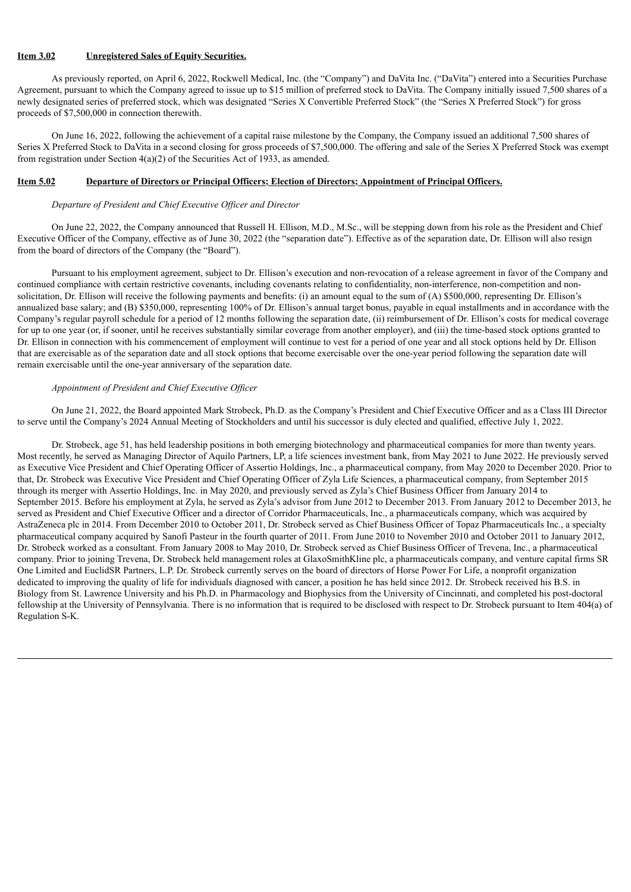**Item 3.02 Unregistered Sales of Equity Securities.**

As previously reported, on April 6, 2022, Rockwell Medical, Inc. (the "Company") and DaVita Inc. ("DaVita") entered into a Securities Purchase Agreement, pursuant to which the Company agreed to issue up to $15 million of preferred stock to DaVita. The Company initially issued 7,500 shares of a newly designated series of preferred stock, which was designated "Series X Convertible Preferred Stock" (the "Series X Preferred Stock") for gross proceeds of $7,500,000 in connection therewith.

On June 16, 2022, following the achievement of a capital raise milestone by the Company, the Company issued an additional 7,500 shares of Series X Preferred Stock to DaVita in a second closing for gross proceeds of $7,500,000. The offering and sale of the Series X Preferred Stock was exempt from registration under Section 4(a)(2) of the Securities Act of 1933, as amended.

**Item 5.02 Departure of Directors or Principal Officers; Election of Directors; Appointment of Principal Officers.**

*Departure of President and Chief Executive Officer and Director*

On June 22, 2022, the Company announced that Russell H. Ellison, M.D., M.Sc., will be stepping down from his role as the President and Chief Executive Officer of the Company, effective as of June 30, 2022 (the "separation date"). Effective as of the separation date, Dr. Ellison will also resign from the board of directors of the Company (the "Board").

Pursuant to his employment agreement, subject to Dr. Ellison's execution and non-revocation of a release agreement in favor of the Company and continued compliance with certain restrictive covenants, including covenants relating to confidentiality, non-interference, non-competition and non-solicitation, Dr. Ellison will receive the following payments and benefits: (i) an amount equal to the sum of (A) $500,000, representing Dr. Ellison's annualized base salary; and (B) $350,000, representing 100% of Dr. Ellison's annual target bonus, payable in equal installments and in accordance with the Company's regular payroll schedule for a period of 12 months following the separation date, (ii) reimbursement of Dr. Ellison's costs for medical coverage for up to one year (or, if sooner, until he receives substantially similar coverage from another employer), and (iii) the time-based stock options granted to Dr. Ellison in connection with his commencement of employment will continue to vest for a period of one year and all stock options held by Dr. Ellison that are exercisable as of the separation date and all stock options that become exercisable over the one-year period following the separation date will remain exercisable until the one-year anniversary of the separation date.

*Appointment of President and Chief Executive Officer*

On June 21, 2022, the Board appointed Mark Strobeck, Ph.D. as the Company's President and Chief Executive Officer and as a Class III Director to serve until the Company's 2024 Annual Meeting of Stockholders and until his successor is duly elected and qualified, effective July 1, 2022.

Dr. Strobeck, age 51, has held leadership positions in both emerging biotechnology and pharmaceutical companies for more than twenty years. Most recently, he served as Managing Director of Aquilo Partners, LP, a life sciences investment bank, from May 2021 to June 2022. He previously served as Executive Vice President and Chief Operating Officer of Assertio Holdings, Inc., a pharmaceutical company, from May 2020 to December 2020. Prior to that, Dr. Strobeck was Executive Vice President and Chief Operating Officer of Zyla Life Sciences, a pharmaceutical company, from September 2015 through its merger with Assertio Holdings, Inc. in May 2020, and previously served as Zyla's Chief Business Officer from January 2014 to September 2015. Before his employment at Zyla, he served as Zyla's advisor from June 2012 to December 2013. From January 2012 to December 2013, he served as President and Chief Executive Officer and a director of Corridor Pharmaceuticals, Inc., a pharmaceuticals company, which was acquired by AstraZeneca plc in 2014. From December 2010 to October 2011, Dr. Strobeck served as Chief Business Officer of Topaz Pharmaceuticals Inc., a specialty pharmaceutical company acquired by Sanofi Pasteur in the fourth quarter of 2011. From June 2010 to November 2010 and October 2011 to January 2012, Dr. Strobeck worked as a consultant. From January 2008 to May 2010, Dr. Strobeck served as Chief Business Officer of Trevena, Inc., a pharmaceutical company. Prior to joining Trevena, Dr. Strobeck held management roles at GlaxoSmithKline plc, a pharmaceuticals company, and venture capital firms SR One Limited and EuclidSR Partners, L.P. Dr. Strobeck currently serves on the board of directors of Horse Power For Life, a nonprofit organization dedicated to improving the quality of life for individuals diagnosed with cancer, a position he has held since 2012. Dr. Strobeck received his B.S. in Biology from St. Lawrence University and his Ph.D. in Pharmacology and Biophysics from the University of Cincinnati, and completed his post-doctoral fellowship at the University of Pennsylvania. There is no information that is required to be disclosed with respect to Dr. Strobeck pursuant to Item 404(a) of Regulation S-K.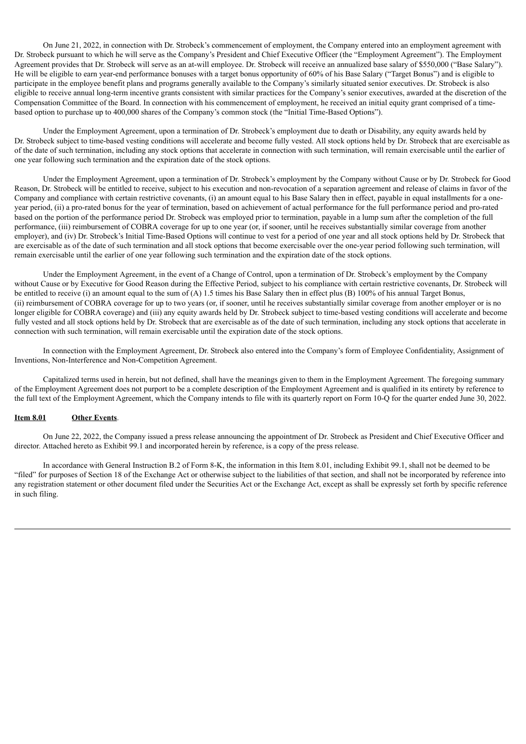On June 21, 2022, in connection with Dr. Strobeck's commencement of employment, the Company entered into an employment agreement with Dr. Strobeck pursuant to which he will serve as the Company's President and Chief Executive Officer (the "Employment Agreement"). The Employment Agreement provides that Dr. Strobeck will serve as an at-will employee. Dr. Strobeck will receive an annualized base salary of $550,000 ("Base Salary"). He will be eligible to earn year-end performance bonuses with a target bonus opportunity of 60% of his Base Salary ("Target Bonus") and is eligible to participate in the employee benefit plans and programs generally available to the Company's similarly situated senior executives. Dr. Strobeck is also eligible to receive annual long-term incentive grants consistent with similar practices for the Company's senior executives, awarded at the discretion of the Compensation Committee of the Board. In connection with his commencement of employment, he received an initial equity grant comprised of a time-based option to purchase up to 400,000 shares of the Company's common stock (the "Initial Time-Based Options").

Under the Employment Agreement, upon a termination of Dr. Strobeck's employment due to death or Disability, any equity awards held by Dr. Strobeck subject to time-based vesting conditions will accelerate and become fully vested. All stock options held by Dr. Strobeck that are exercisable as of the date of such termination, including any stock options that accelerate in connection with such termination, will remain exercisable until the earlier of one year following such termination and the expiration date of the stock options.

Under the Employment Agreement, upon a termination of Dr. Strobeck's employment by the Company without Cause or by Dr. Strobeck for Good Reason, Dr. Strobeck will be entitled to receive, subject to his execution and non-revocation of a separation agreement and release of claims in favor of the Company and compliance with certain restrictive covenants, (i) an amount equal to his Base Salary then in effect, payable in equal installments for a one-year period, (ii) a pro-rated bonus for the year of termination, based on achievement of actual performance for the full performance period and pro-rated based on the portion of the performance period Dr. Strobeck was employed prior to termination, payable in a lump sum after the completion of the full performance, (iii) reimbursement of COBRA coverage for up to one year (or, if sooner, until he receives substantially similar coverage from another employer), and (iv) Dr. Strobeck's Initial Time-Based Options will continue to vest for a period of one year and all stock options held by Dr. Strobeck that are exercisable as of the date of such termination and all stock options that become exercisable over the one-year period following such termination, will remain exercisable until the earlier of one year following such termination and the expiration date of the stock options.

Under the Employment Agreement, in the event of a Change of Control, upon a termination of Dr. Strobeck's employment by the Company without Cause or by Executive for Good Reason during the Effective Period, subject to his compliance with certain restrictive covenants, Dr. Strobeck will be entitled to receive (i) an amount equal to the sum of (A) 1.5 times his Base Salary then in effect plus (B) 100% of his annual Target Bonus, (ii) reimbursement of COBRA coverage for up to two years (or, if sooner, until he receives substantially similar coverage from another employer or is no longer eligible for COBRA coverage) and (iii) any equity awards held by Dr. Strobeck subject to time-based vesting conditions will accelerate and become fully vested and all stock options held by Dr. Strobeck that are exercisable as of the date of such termination, including any stock options that accelerate in connection with such termination, will remain exercisable until the expiration date of the stock options.

In connection with the Employment Agreement, Dr. Strobeck also entered into the Company's form of Employee Confidentiality, Assignment of Inventions, Non-Interference and Non-Competition Agreement.

Capitalized terms used in herein, but not defined, shall have the meanings given to them in the Employment Agreement. The foregoing summary of the Employment Agreement does not purport to be a complete description of the Employment Agreement and is qualified in its entirety by reference to the full text of the Employment Agreement, which the Company intends to file with its quarterly report on Form 10-Q for the quarter ended June 30, 2022.

**Item 8.01 Other Events**.

On June 22, 2022, the Company issued a press release announcing the appointment of Dr. Strobeck as President and Chief Executive Officer and director. Attached hereto as Exhibit 99.1 and incorporated herein by reference, is a copy of the press release.

In accordance with General Instruction B.2 of Form 8-K, the information in this Item 8.01, including Exhibit 99.1, shall not be deemed to be "filed" for purposes of Section 18 of the Exchange Act or otherwise subject to the liabilities of that section, and shall not be incorporated by reference into any registration statement or other document filed under the Securities Act or the Exchange Act, except as shall be expressly set forth by specific reference in such filing.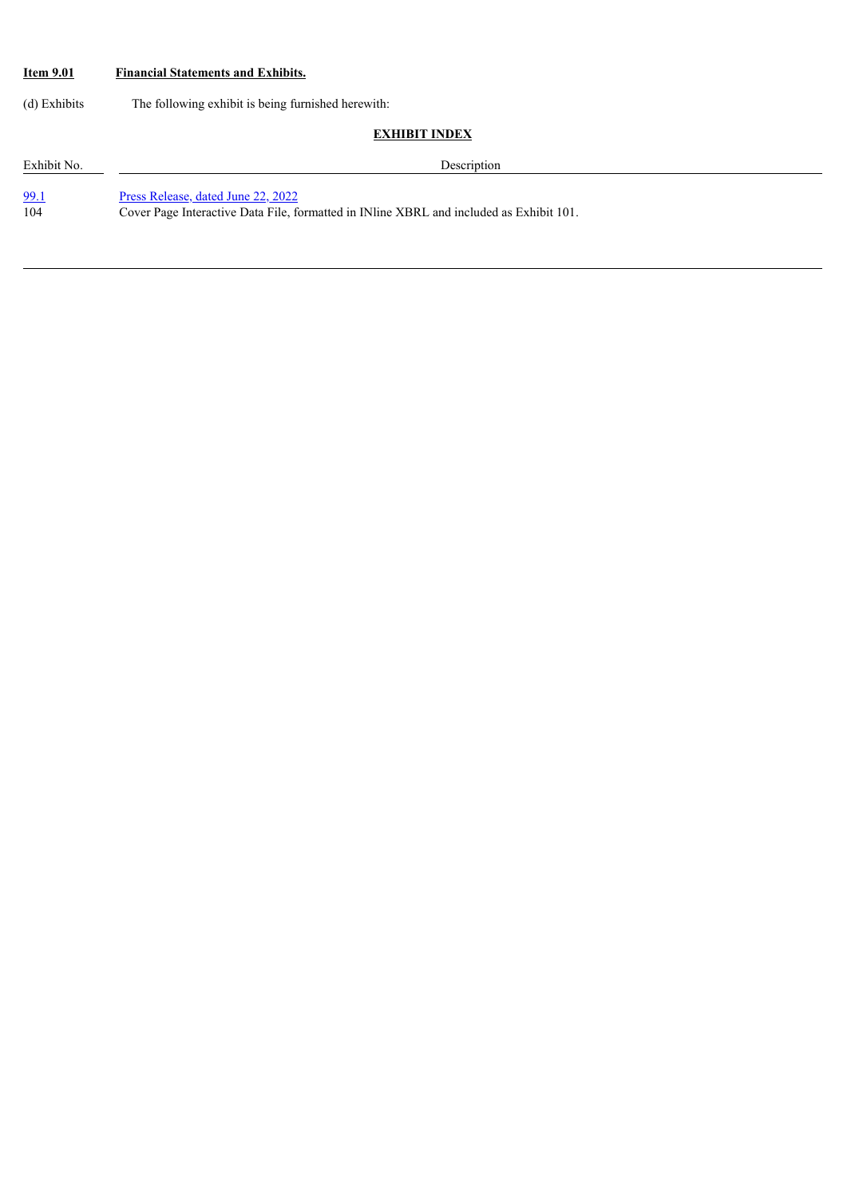**Item 9.01** **Financial Statements and Exhibits.**

(d) Exhibits The following exhibit is being furnished herewith:

**EXHIBIT INDEX**

| Exhibit No. | Description |
| --- | --- |
| 99.1 | Press Release, dated June 22, 2022 |
| 104 | Cover Page Interactive Data File, formatted in INline XBRL and included as Exhibit 101. |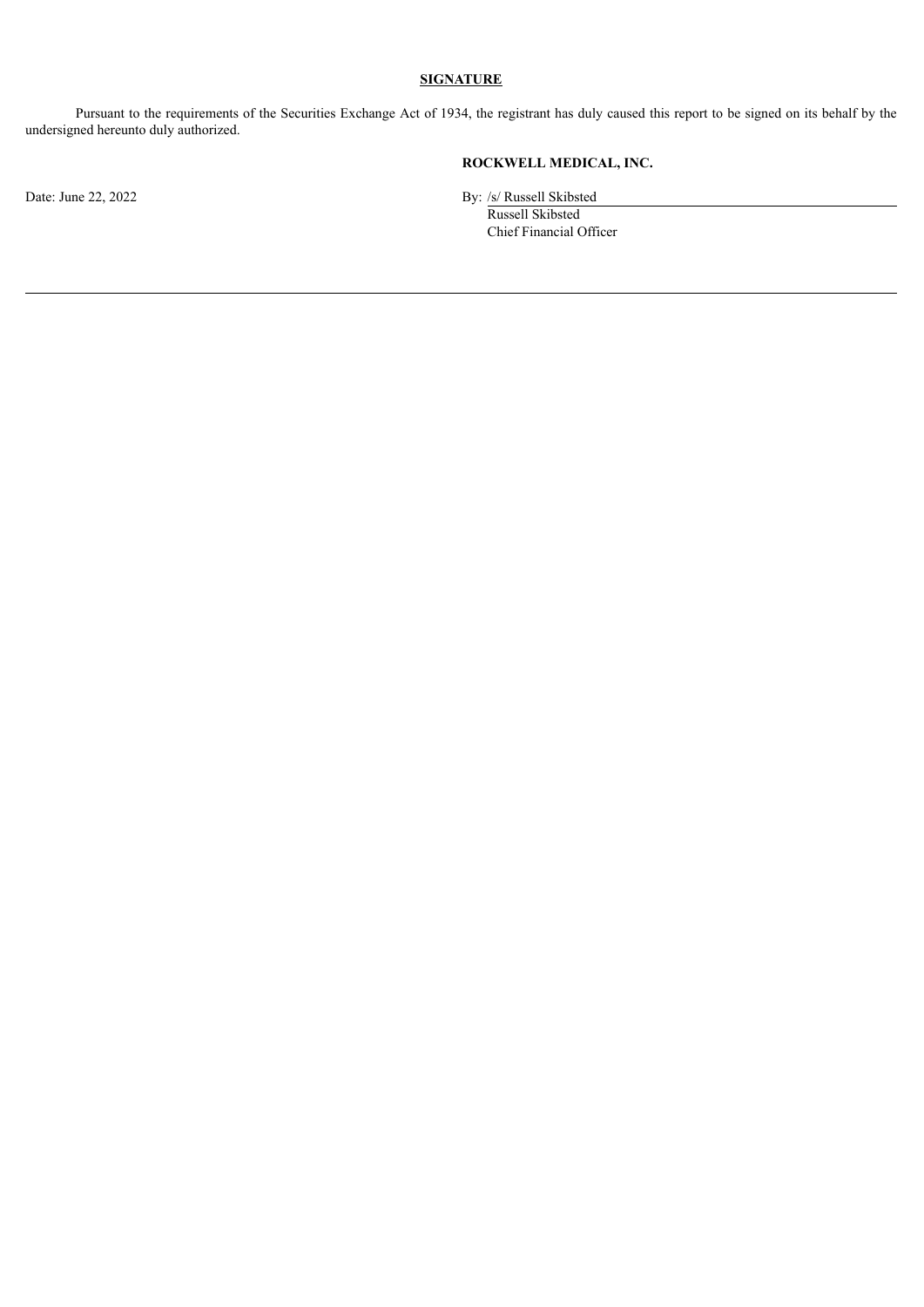## SIGNATURE

Pursuant to the requirements of the Securities Exchange Act of 1934, the registrant has duly caused this report to be signed on its behalf by the undersigned hereunto duly authorized.

**ROCKWELL MEDICAL, INC.**

Date: June 22, 2022

By: /s/ Russell Skibsted
Russell Skibsted
Chief Financial Officer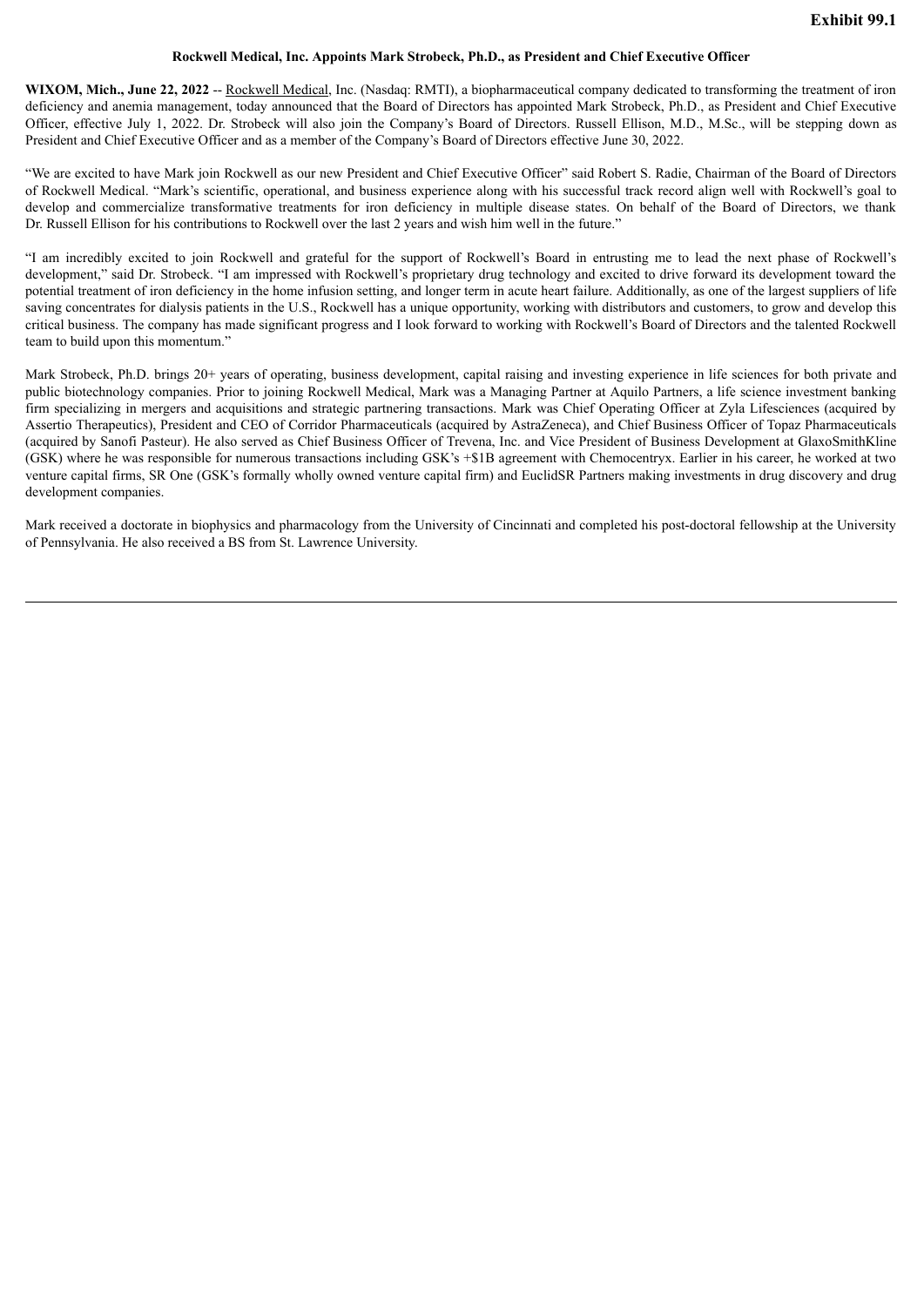**Exhibit 99.1**

**Rockwell Medical, Inc. Appoints Mark Strobeck, Ph.D., as President and Chief Executive Officer**

**WIXOM, Mich., June 22, 2022** -- Rockwell Medical, Inc. (Nasdaq: RMTI), a biopharmaceutical company dedicated to transforming the treatment of iron deficiency and anemia management, today announced that the Board of Directors has appointed Mark Strobeck, Ph.D., as President and Chief Executive Officer, effective July 1, 2022. Dr. Strobeck will also join the Company's Board of Directors. Russell Ellison, M.D., M.Sc., will be stepping down as President and Chief Executive Officer and as a member of the Company's Board of Directors effective June 30, 2022.

"We are excited to have Mark join Rockwell as our new President and Chief Executive Officer" said Robert S. Radie, Chairman of the Board of Directors of Rockwell Medical. "Mark's scientific, operational, and business experience along with his successful track record align well with Rockwell's goal to develop and commercialize transformative treatments for iron deficiency in multiple disease states. On behalf of the Board of Directors, we thank Dr. Russell Ellison for his contributions to Rockwell over the last 2 years and wish him well in the future."

"I am incredibly excited to join Rockwell and grateful for the support of Rockwell's Board in entrusting me to lead the next phase of Rockwell's development," said Dr. Strobeck. "I am impressed with Rockwell's proprietary drug technology and excited to drive forward its development toward the potential treatment of iron deficiency in the home infusion setting, and longer term in acute heart failure. Additionally, as one of the largest suppliers of life saving concentrates for dialysis patients in the U.S., Rockwell has a unique opportunity, working with distributors and customers, to grow and develop this critical business. The company has made significant progress and I look forward to working with Rockwell's Board of Directors and the talented Rockwell team to build upon this momentum."

Mark Strobeck, Ph.D. brings 20+ years of operating, business development, capital raising and investing experience in life sciences for both private and public biotechnology companies. Prior to joining Rockwell Medical, Mark was a Managing Partner at Aquilo Partners, a life science investment banking firm specializing in mergers and acquisitions and strategic partnering transactions. Mark was Chief Operating Officer at Zyla Lifesciences (acquired by Assertio Therapeutics), President and CEO of Corridor Pharmaceuticals (acquired by AstraZeneca), and Chief Business Officer of Topaz Pharmaceuticals (acquired by Sanofi Pasteur). He also served as Chief Business Officer of Trevena, Inc. and Vice President of Business Development at GlaxoSmithKline (GSK) where he was responsible for numerous transactions including GSK's +$1B agreement with Chemocentryx. Earlier in his career, he worked at two venture capital firms, SR One (GSK's formally wholly owned venture capital firm) and EuclidSR Partners making investments in drug discovery and drug development companies.

Mark received a doctorate in biophysics and pharmacology from the University of Cincinnati and completed his post-doctoral fellowship at the University of Pennsylvania. He also received a BS from St. Lawrence University.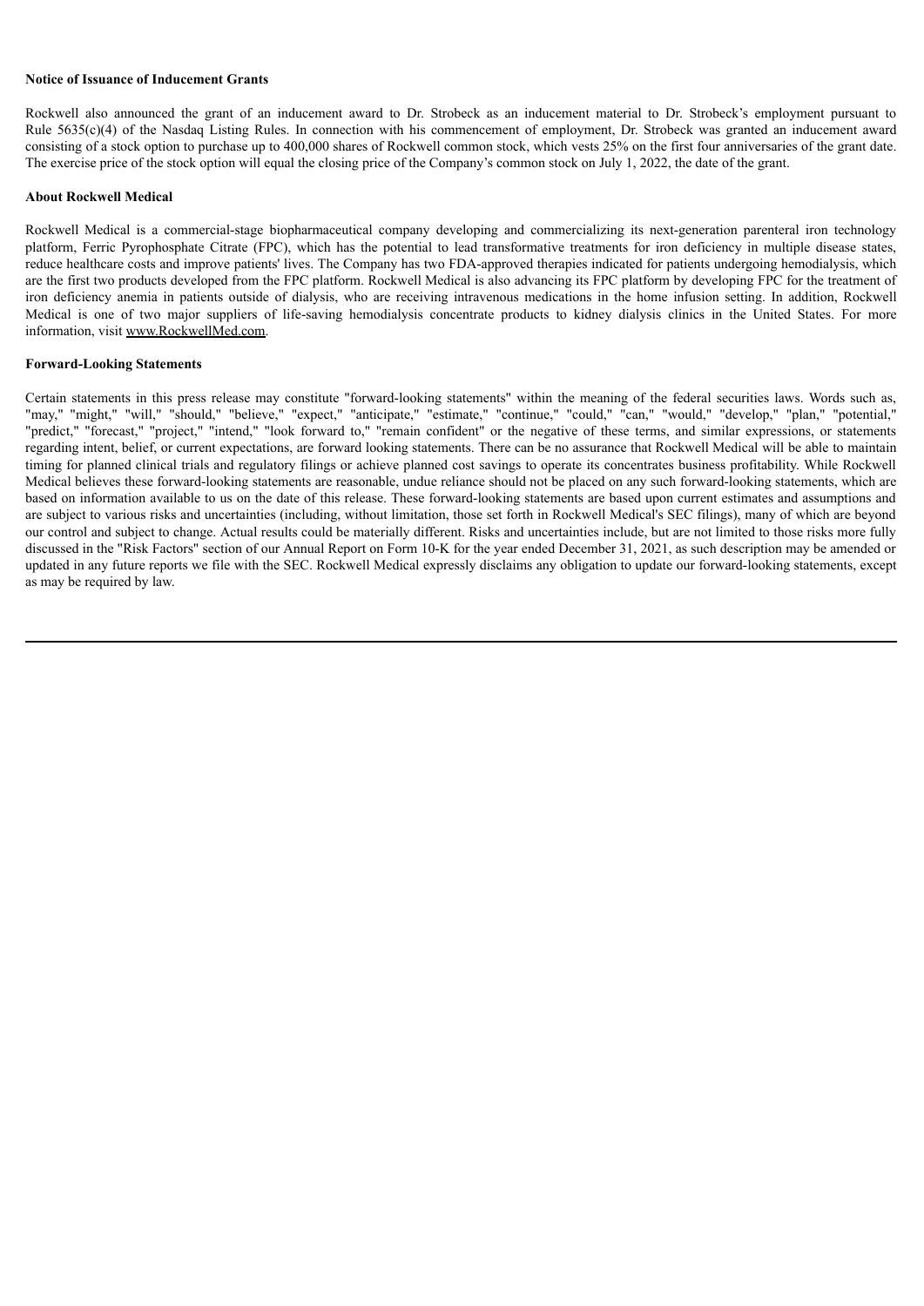**Notice of Issuance of Inducement Grants**

Rockwell also announced the grant of an inducement award to Dr. Strobeck as an inducement material to Dr. Strobeck's employment pursuant to Rule 5635(c)(4) of the Nasdaq Listing Rules. In connection with his commencement of employment, Dr. Strobeck was granted an inducement award consisting of a stock option to purchase up to 400,000 shares of Rockwell common stock, which vests 25% on the first four anniversaries of the grant date. The exercise price of the stock option will equal the closing price of the Company's common stock on July 1, 2022, the date of the grant.

**About Rockwell Medical**

Rockwell Medical is a commercial-stage biopharmaceutical company developing and commercializing its next-generation parenteral iron technology platform, Ferric Pyrophosphate Citrate (FPC), which has the potential to lead transformative treatments for iron deficiency in multiple disease states, reduce healthcare costs and improve patients' lives. The Company has two FDA-approved therapies indicated for patients undergoing hemodialysis, which are the first two products developed from the FPC platform. Rockwell Medical is also advancing its FPC platform by developing FPC for the treatment of iron deficiency anemia in patients outside of dialysis, who are receiving intravenous medications in the home infusion setting. In addition, Rockwell Medical is one of two major suppliers of life-saving hemodialysis concentrate products to kidney dialysis clinics in the United States. For more information, visit www.RockwellMed.com.

**Forward-Looking Statements**

Certain statements in this press release may constitute "forward-looking statements" within the meaning of the federal securities laws. Words such as, "may," "might," "will," "should," "believe," "expect," "anticipate," "estimate," "continue," "could," "can," "would," "develop," "plan," "potential," "predict," "forecast," "project," "intend," "look forward to," "remain confident" or the negative of these terms, and similar expressions, or statements regarding intent, belief, or current expectations, are forward looking statements. There can be no assurance that Rockwell Medical will be able to maintain timing for planned clinical trials and regulatory filings or achieve planned cost savings to operate its concentrates business profitability. While Rockwell Medical believes these forward-looking statements are reasonable, undue reliance should not be placed on any such forward-looking statements, which are based on information available to us on the date of this release. These forward-looking statements are based upon current estimates and assumptions and are subject to various risks and uncertainties (including, without limitation, those set forth in Rockwell Medical's SEC filings), many of which are beyond our control and subject to change. Actual results could be materially different. Risks and uncertainties include, but are not limited to those risks more fully discussed in the "Risk Factors" section of our Annual Report on Form 10-K for the year ended December 31, 2021, as such description may be amended or updated in any future reports we file with the SEC. Rockwell Medical expressly disclaims any obligation to update our forward-looking statements, except as may be required by law.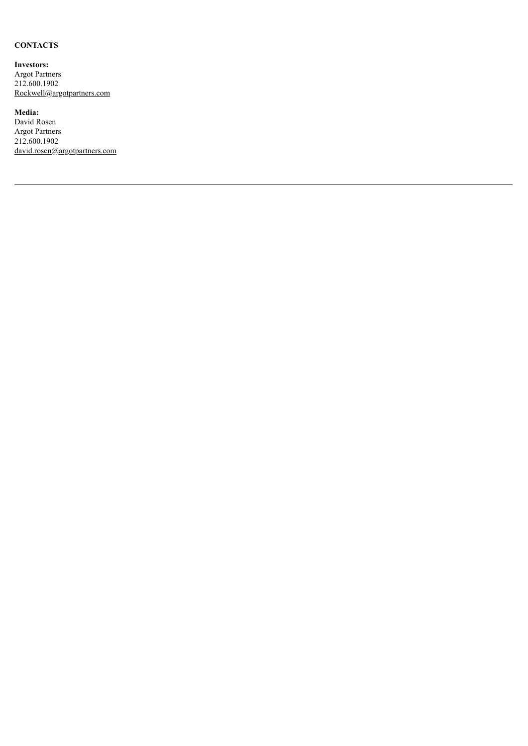**CONTACTS**

**Investors:**
Argot Partners
212.600.1902
Rockwell@argotpartners.com

**Media:**
David Rosen
Argot Partners
212.600.1902
david.rosen@argotpartners.com